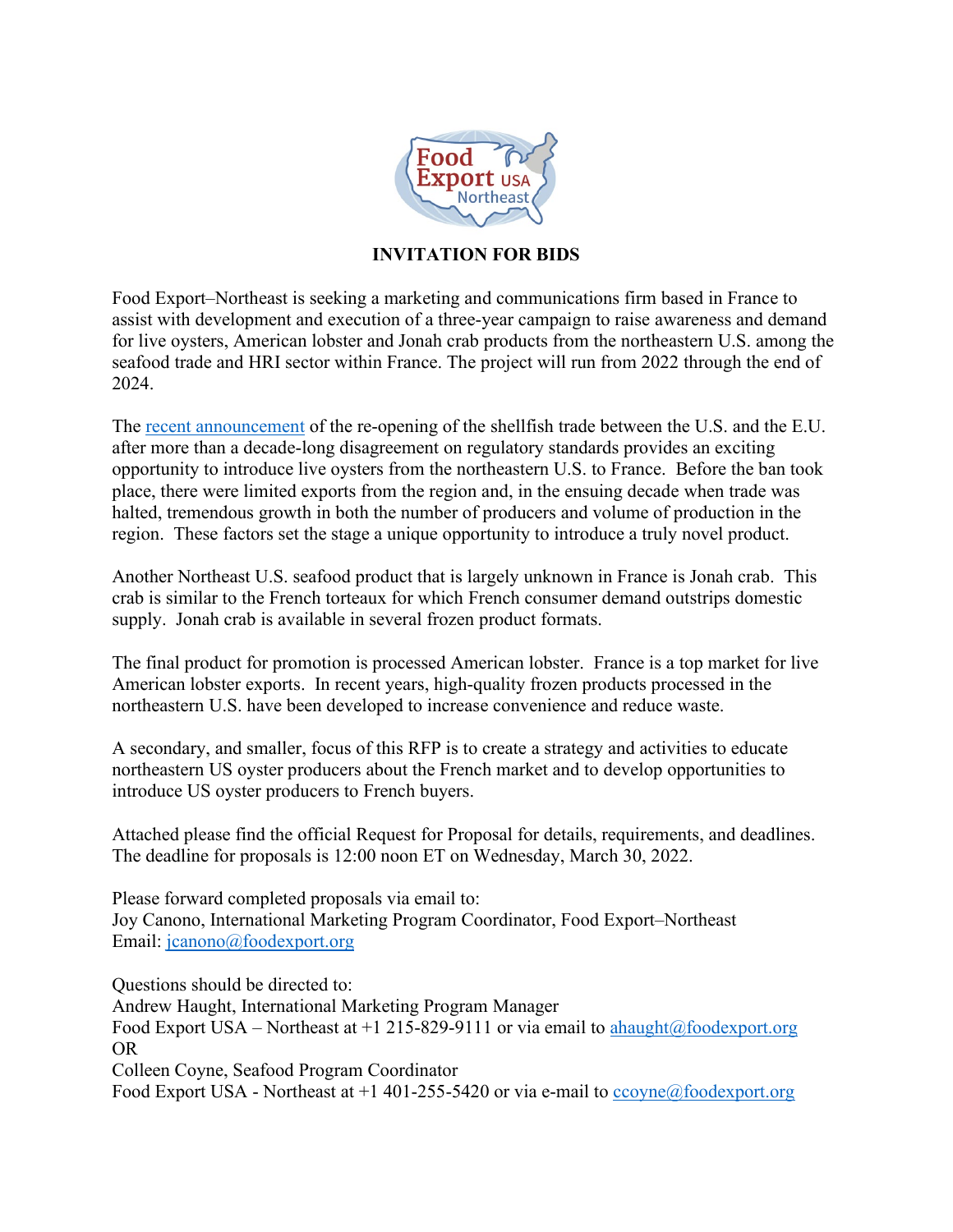# INVITATION FOR BIDS

Food Export–Northeast is seeking a marketing and communications firm based in France to assist with development and execution of a three-year campaign to raise awareness and demand for live oysters, American lobster and Jonah crab products from the northeastern U.S. among the seafood trade and HRI sector within France. The project will run from 2022 through the end of 2024.

The [recent announcement](#) of the re-opening of the shellfish trade between the U.S. and the E.U. after more than a decade-long disagreement on regulatory standards provides an exciting opportunity to introduce live oysters from the northeastern U.S. to France. Before the ban took place, there were limited exports from the region and, in the ensuing decade when trade was halted, tremendous growth in both the number of producers and volume of production in the region. These factors set the stage a unique opportunity to introduce a truly novel product.

Another Northeast U.S. seafood product that is largely unknown in France is Jonah crab. This crab is similar to the French torteaux for which French consumer demand outstrips domestic supply. Jonah crab is available in several frozen product formats.

The final product for promotion is processed American lobster. France is a top market for live American lobster exports. In recent years, high-quality frozen products processed in the northeastern U.S. have been developed to increase convenience and reduce waste.

A secondary, and smaller, focus of this RFP is to create a strategy and activities to educate northeastern US oyster producers about the French market and to develop opportunities to introduce US oyster producers to French buyers.

Attached please find the official Request for Proposal for details, requirements, and deadlines. The deadline for proposals is 12:00 noon ET on Wednesday, March 30, 2022.

Please forward completed proposals via email to:
Joy Canono, International Marketing Program Coordinator, Food Export–Northeast
Email: jcanono@foodexport.org

Questions should be directed to:
Andrew Haught, International Marketing Program Manager
Food Export USA – Northeast at +1 215-829-9111 or via email to ahaught@foodexport.org
OR
Colleen Coyne, Seafood Program Coordinator
Food Export USA - Northeast at +1 401-255-5420 or via e-mail to ccoyne@foodexport.org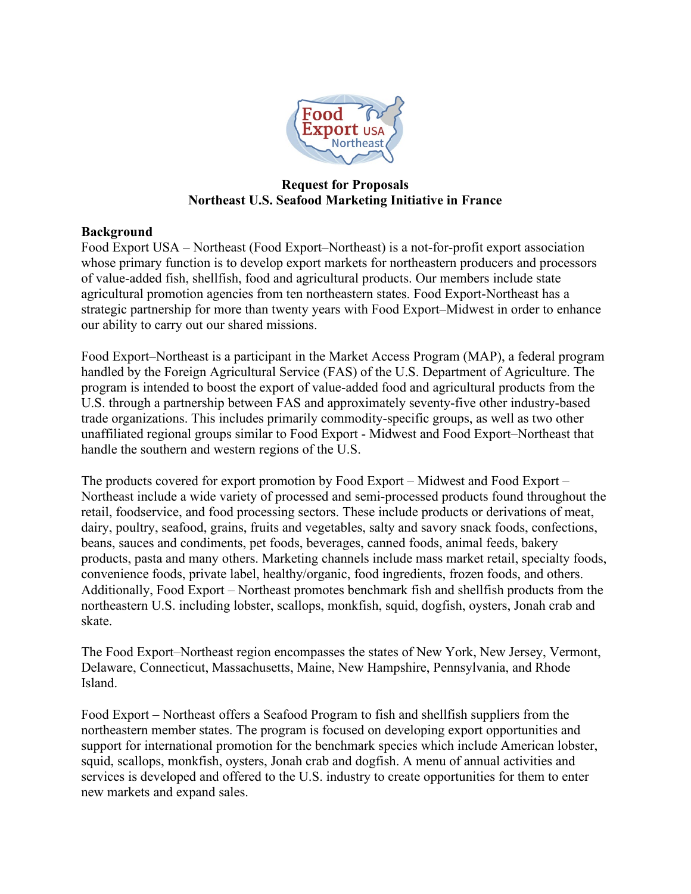**Request for Proposals**
**Northeast U.S. Seafood Marketing Initiative in France**

**Background**

Food Export USA – Northeast (Food Export–Northeast) is a not-for-profit export association whose primary function is to develop export markets for northeastern producers and processors of value-added fish, shellfish, food and agricultural products. Our members include state agricultural promotion agencies from ten northeastern states. Food Export-Northeast has a strategic partnership for more than twenty years with Food Export–Midwest in order to enhance our ability to carry out our shared missions.

Food Export–Northeast is a participant in the Market Access Program (MAP), a federal program handled by the Foreign Agricultural Service (FAS) of the U.S. Department of Agriculture. The program is intended to boost the export of value-added food and agricultural products from the U.S. through a partnership between FAS and approximately seventy-five other industry-based trade organizations. This includes primarily commodity-specific groups, as well as two other unaffiliated regional groups similar to Food Export - Midwest and Food Export–Northeast that handle the southern and western regions of the U.S.

The products covered for export promotion by Food Export – Midwest and Food Export – Northeast include a wide variety of processed and semi-processed products found throughout the retail, foodservice, and food processing sectors. These include products or derivations of meat, dairy, poultry, seafood, grains, fruits and vegetables, salty and savory snack foods, confections, beans, sauces and condiments, pet foods, beverages, canned foods, animal feeds, bakery products, pasta and many others. Marketing channels include mass market retail, specialty foods, convenience foods, private label, healthy/organic, food ingredients, frozen foods, and others. Additionally, Food Export – Northeast promotes benchmark fish and shellfish products from the northeastern U.S. including lobster, scallops, monkfish, squid, dogfish, oysters, Jonah crab and skate.

The Food Export–Northeast region encompasses the states of New York, New Jersey, Vermont, Delaware, Connecticut, Massachusetts, Maine, New Hampshire, Pennsylvania, and Rhode Island.

Food Export – Northeast offers a Seafood Program to fish and shellfish suppliers from the northeastern member states. The program is focused on developing export opportunities and support for international promotion for the benchmark species which include American lobster, squid, scallops, monkfish, oysters, Jonah crab and dogfish. A menu of annual activities and services is developed and offered to the U.S. industry to create opportunities for them to enter new markets and expand sales.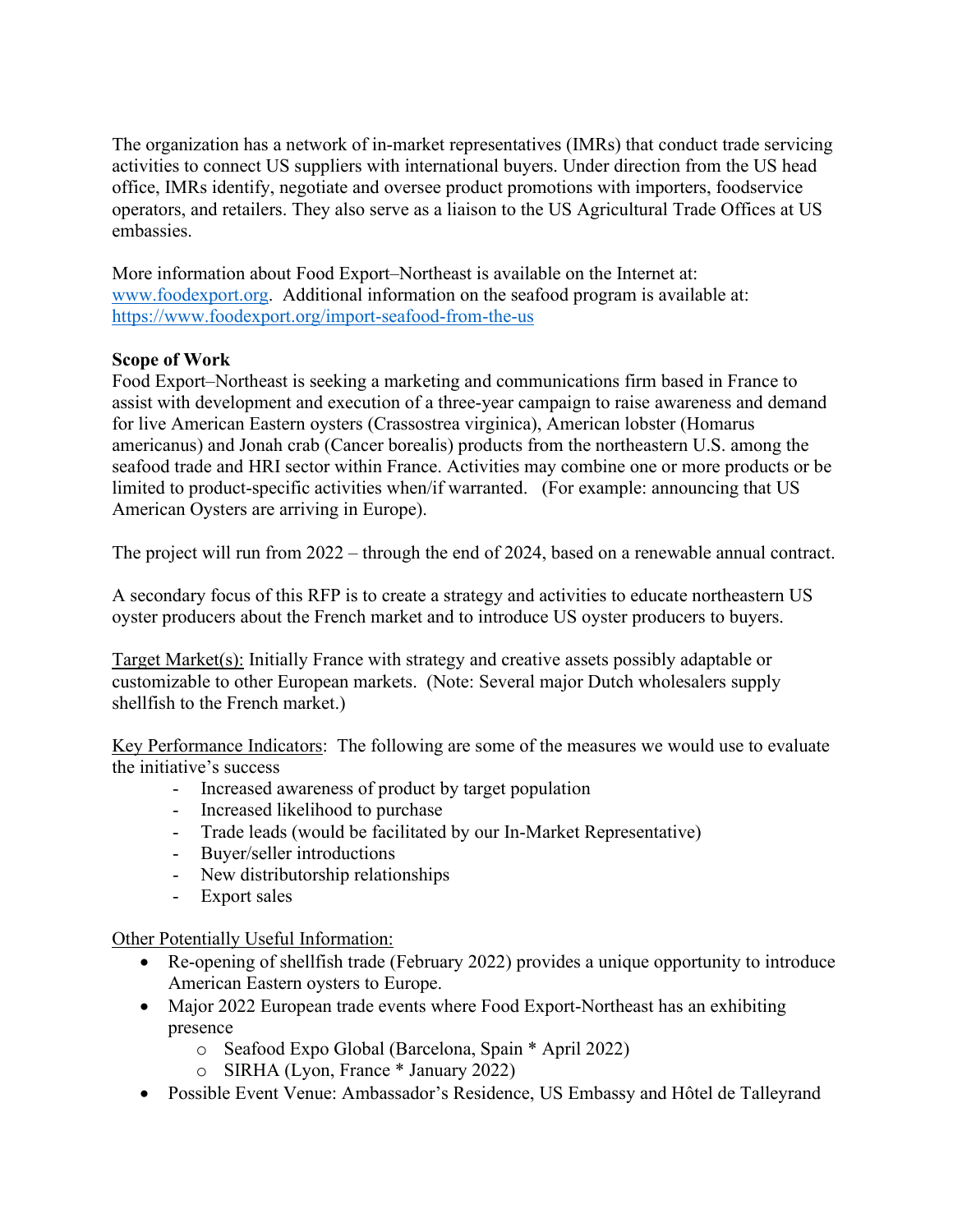The organization has a network of in-market representatives (IMRs) that conduct trade servicing activities to connect US suppliers with international buyers. Under direction from the US head office, IMRs identify, negotiate and oversee product promotions with importers, foodservice operators, and retailers. They also serve as a liaison to the US Agricultural Trade Offices at US embassies.

More information about Food Export–Northeast is available on the Internet at: [www.foodexport.org](http://www.foodexport.org). Additional information on the seafood program is available at: [https://www.foodexport.org/import-seafood-from-the-us](https://www.foodexport.org/import-seafood-from-the-us)

**Scope of Work**

Food Export–Northeast is seeking a marketing and communications firm based in France to assist with development and execution of a three-year campaign to raise awareness and demand for live American Eastern oysters (Crassostrea virginica), American lobster (Homarus americanus) and Jonah crab (Cancer borealis) products from the northeastern U.S. among the seafood trade and HRI sector within France. Activities may combine one or more products or be limited to product-specific activities when/if warranted. (For example: announcing that US American Oysters are arriving in Europe).

The project will run from 2022 – through the end of 2024, based on a renewable annual contract.

A secondary focus of this RFP is to create a strategy and activities to educate northeastern US oyster producers about the French market and to introduce US oyster producers to buyers.

Target Market(s): Initially France with strategy and creative assets possibly adaptable or customizable to other European markets. (Note: Several major Dutch wholesalers supply shellfish to the French market.)

Key Performance Indicators: The following are some of the measures we would use to evaluate the initiative's success

- Increased awareness of product by target population
- Increased likelihood to purchase
- Trade leads (would be facilitated by our In-Market Representative)
- Buyer/seller introductions
- New distributorship relationships
- Export sales

Other Potentially Useful Information:

- Re-opening of shellfish trade (February 2022) provides a unique opportunity to introduce American Eastern oysters to Europe.
- Major 2022 European trade events where Food Export-Northeast has an exhibiting presence
  - Seafood Expo Global (Barcelona, Spain * April 2022)
  - SIRHA (Lyon, France * January 2022)
- Possible Event Venue: Ambassador's Residence, US Embassy and Hôtel de Talleyrand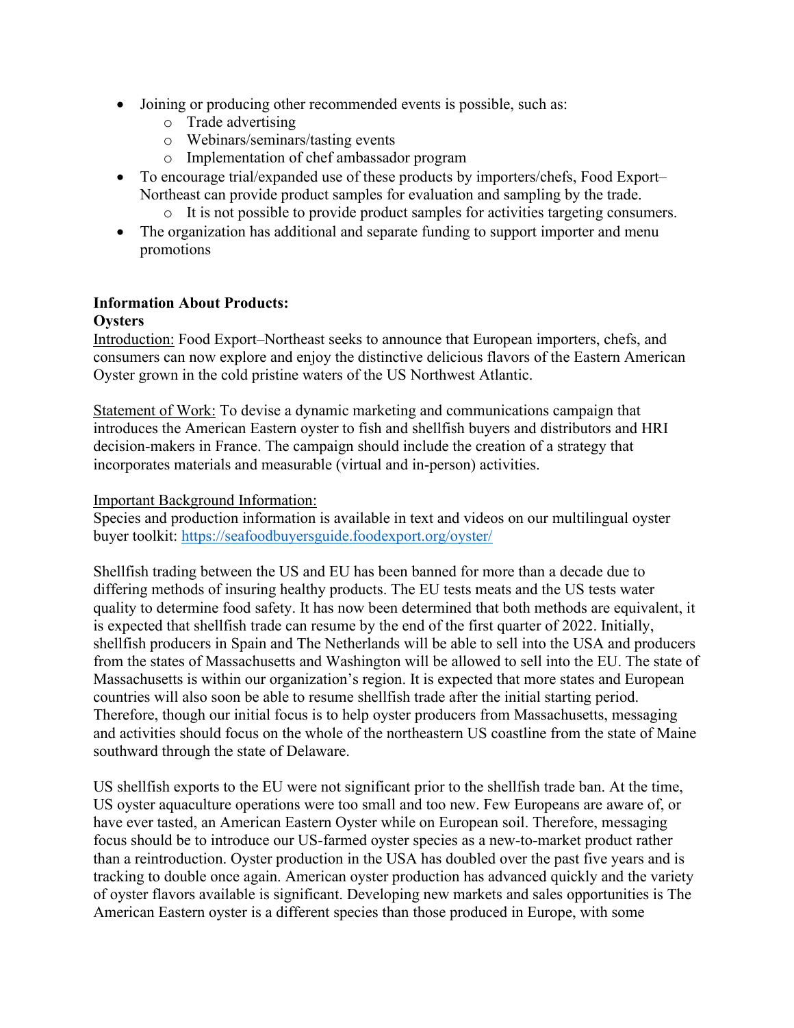- Joining or producing other recommended events is possible, such as:
  - Trade advertising
  - Webinars/seminars/tasting events
  - Implementation of chef ambassador program
- To encourage trial/expanded use of these products by importers/chefs, Food Export–Northeast can provide product samples for evaluation and sampling by the trade.
  - It is not possible to provide product samples for activities targeting consumers.
- The organization has additional and separate funding to support importer and menu promotions

**Information About Products:**
**Oysters**

Introduction: Food Export–Northeast seeks to announce that European importers, chefs, and consumers can now explore and enjoy the distinctive delicious flavors of the Eastern American Oyster grown in the cold pristine waters of the US Northwest Atlantic.

Statement of Work: To devise a dynamic marketing and communications campaign that introduces the American Eastern oyster to fish and shellfish buyers and distributors and HRI decision-makers in France. The campaign should include the creation of a strategy that incorporates materials and measurable (virtual and in-person) activities.

Important Background Information:
Species and production information is available in text and videos on our multilingual oyster buyer toolkit: [https://seafoodbuyersguide.foodexport.org/oyster/](https://seafoodbuyersguide.foodexport.org/oyster/)

Shellfish trading between the US and EU has been banned for more than a decade due to differing methods of insuring healthy products. The EU tests meats and the US tests water quality to determine food safety. It has now been determined that both methods are equivalent, it is expected that shellfish trade can resume by the end of the first quarter of 2022. Initially, shellfish producers in Spain and The Netherlands will be able to sell into the USA and producers from the states of Massachusetts and Washington will be allowed to sell into the EU. The state of Massachusetts is within our organization's region. It is expected that more states and European countries will also soon be able to resume shellfish trade after the initial starting period. Therefore, though our initial focus is to help oyster producers from Massachusetts, messaging and activities should focus on the whole of the northeastern US coastline from the state of Maine southward through the state of Delaware.

US shellfish exports to the EU were not significant prior to the shellfish trade ban. At the time, US oyster aquaculture operations were too small and too new. Few Europeans are aware of, or have ever tasted, an American Eastern Oyster while on European soil. Therefore, messaging focus should be to introduce our US-farmed oyster species as a new-to-market product rather than a reintroduction. Oyster production in the USA has doubled over the past five years and is tracking to double once again. American oyster production has advanced quickly and the variety of oyster flavors available is significant. Developing new markets and sales opportunities is The American Eastern oyster is a different species than those produced in Europe, with some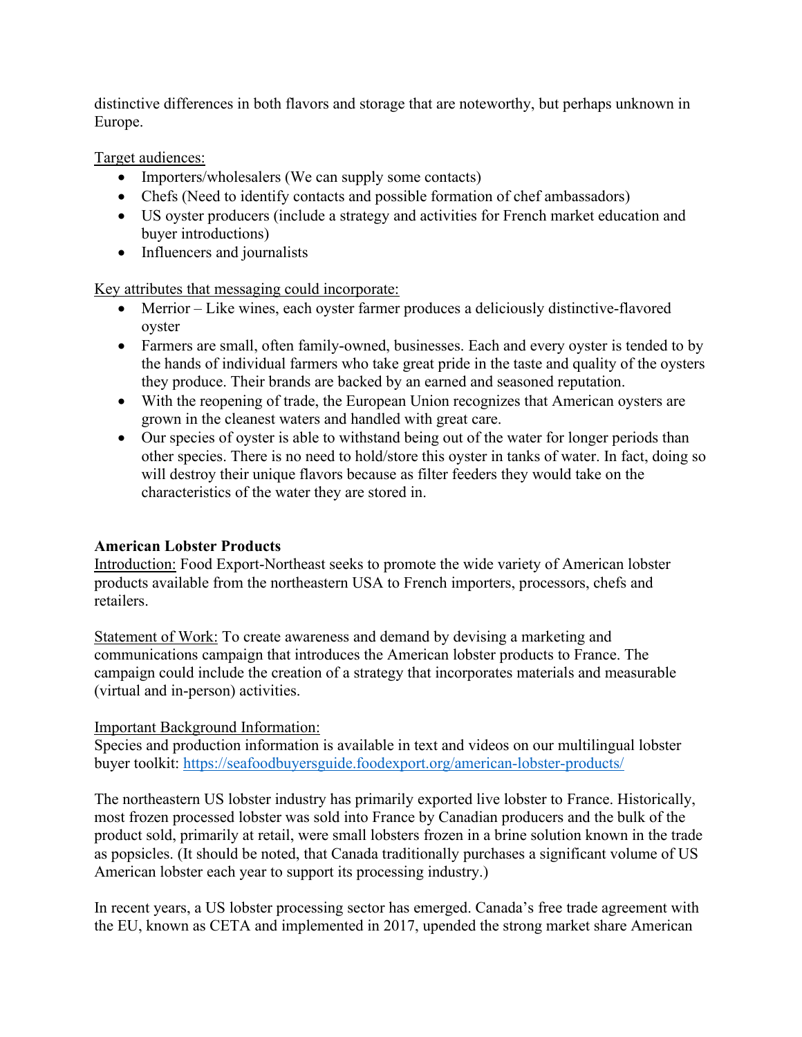distinctive differences in both flavors and storage that are noteworthy, but perhaps unknown in Europe.

Target audiences:

- Importers/wholesalers (We can supply some contacts)
- Chefs (Need to identify contacts and possible formation of chef ambassadors)
- US oyster producers (include a strategy and activities for French market education and buyer introductions)
- Influencers and journalists

Key attributes that messaging could incorporate:

- Merrior – Like wines, each oyster farmer produces a deliciously distinctive-flavored oyster
- Farmers are small, often family-owned, businesses. Each and every oyster is tended to by the hands of individual farmers who take great pride in the taste and quality of the oysters they produce. Their brands are backed by an earned and seasoned reputation.
- With the reopening of trade, the European Union recognizes that American oysters are grown in the cleanest waters and handled with great care.
- Our species of oyster is able to withstand being out of the water for longer periods than other species. There is no need to hold/store this oyster in tanks of water. In fact, doing so will destroy their unique flavors because as filter feeders they would take on the characteristics of the water they are stored in.

**American Lobster Products**

Introduction: Food Export-Northeast seeks to promote the wide variety of American lobster products available from the northeastern USA to French importers, processors, chefs and retailers.

Statement of Work: To create awareness and demand by devising a marketing and communications campaign that introduces the American lobster products to France. The campaign could include the creation of a strategy that incorporates materials and measurable (virtual and in-person) activities.

Important Background Information:

Species and production information is available in text and videos on our multilingual lobster buyer toolkit: https://seafoodbuyersguide.foodexport.org/american-lobster-products/

The northeastern US lobster industry has primarily exported live lobster to France. Historically, most frozen processed lobster was sold into France by Canadian producers and the bulk of the product sold, primarily at retail, were small lobsters frozen in a brine solution known in the trade as popsicles. (It should be noted, that Canada traditionally purchases a significant volume of US American lobster each year to support its processing industry.)

In recent years, a US lobster processing sector has emerged. Canada's free trade agreement with the EU, known as CETA and implemented in 2017, upended the strong market share American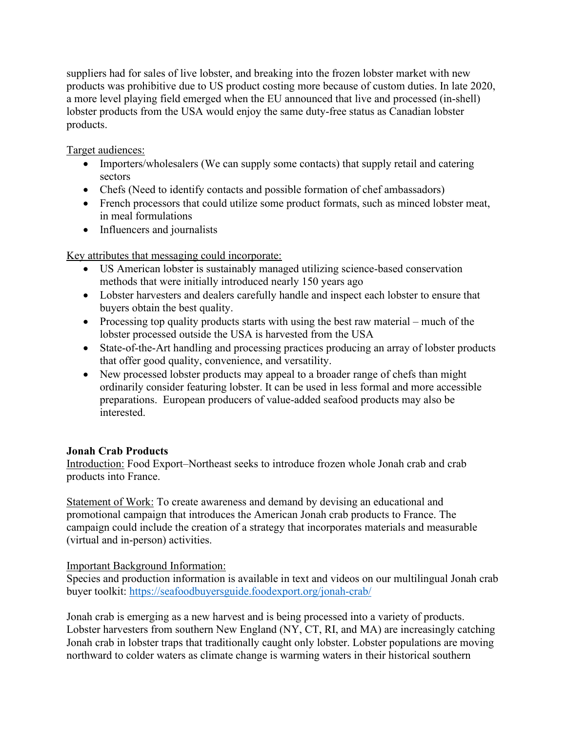suppliers had for sales of live lobster, and breaking into the frozen lobster market with new products was prohibitive due to US product costing more because of custom duties. In late 2020, a more level playing field emerged when the EU announced that live and processed (in-shell) lobster products from the USA would enjoy the same duty-free status as Canadian lobster products.

Target audiences:

- Importers/wholesalers (We can supply some contacts) that supply retail and catering sectors
- Chefs (Need to identify contacts and possible formation of chef ambassadors)
- French processors that could utilize some product formats, such as minced lobster meat, in meal formulations
- Influencers and journalists

Key attributes that messaging could incorporate:

- US American lobster is sustainably managed utilizing science-based conservation methods that were initially introduced nearly 150 years ago
- Lobster harvesters and dealers carefully handle and inspect each lobster to ensure that buyers obtain the best quality.
- Processing top quality products starts with using the best raw material – much of the lobster processed outside the USA is harvested from the USA
- State-of-the-Art handling and processing practices producing an array of lobster products that offer good quality, convenience, and versatility.
- New processed lobster products may appeal to a broader range of chefs than might ordinarily consider featuring lobster. It can be used in less formal and more accessible preparations. European producers of value-added seafood products may also be interested.

**Jonah Crab Products**

Introduction: Food Export–Northeast seeks to introduce frozen whole Jonah crab and crab products into France.

Statement of Work: To create awareness and demand by devising an educational and promotional campaign that introduces the American Jonah crab products to France. The campaign could include the creation of a strategy that incorporates materials and measurable (virtual and in-person) activities.

Important Background Information:

Species and production information is available in text and videos on our multilingual Jonah crab buyer toolkit: https://seafoodbuyersguide.foodexport.org/jonah-crab/

Jonah crab is emerging as a new harvest and is being processed into a variety of products. Lobster harvesters from southern New England (NY, CT, RI, and MA) are increasingly catching Jonah crab in lobster traps that traditionally caught only lobster. Lobster populations are moving northward to colder waters as climate change is warming waters in their historical southern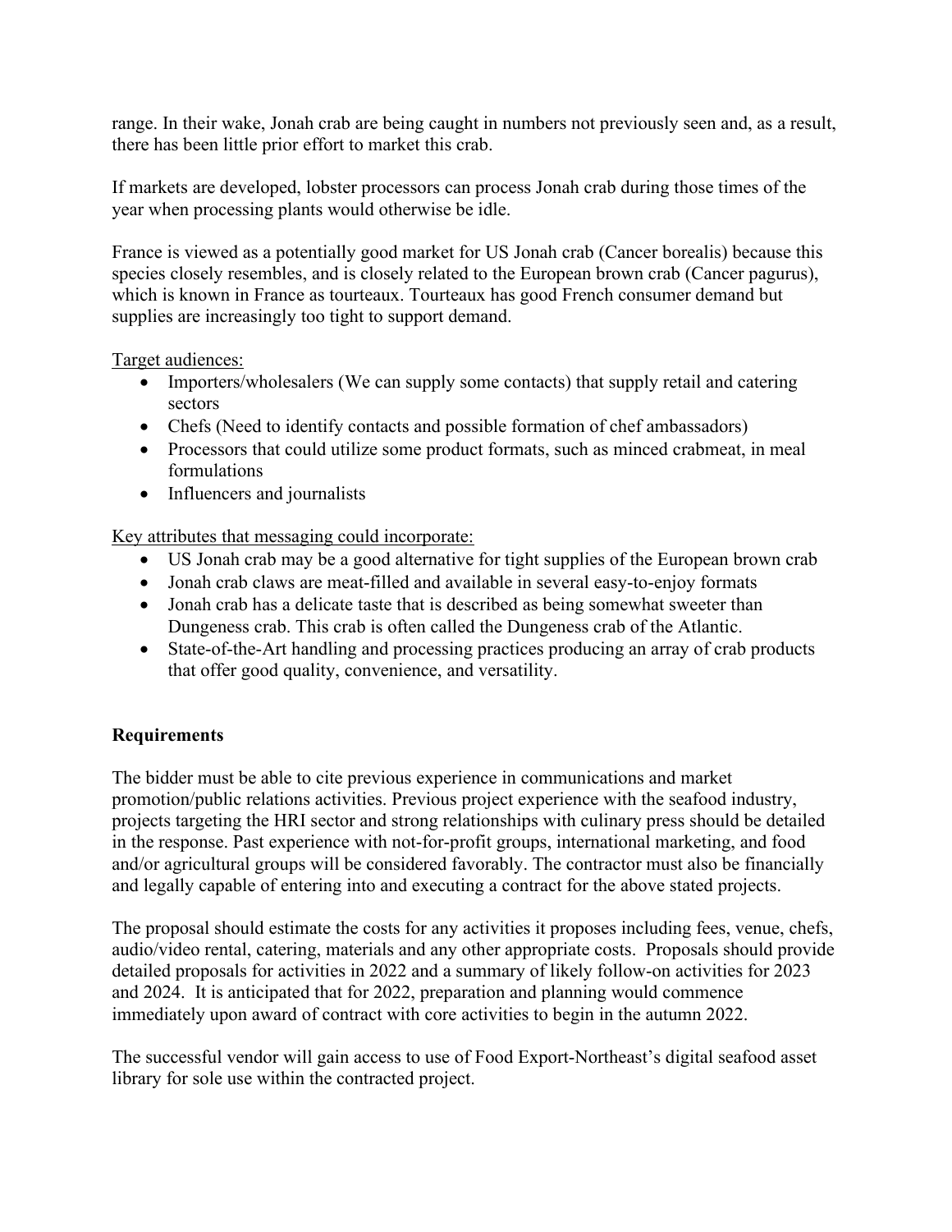range. In their wake, Jonah crab are being caught in numbers not previously seen and, as a result, there has been little prior effort to market this crab.

If markets are developed, lobster processors can process Jonah crab during those times of the year when processing plants would otherwise be idle.

France is viewed as a potentially good market for US Jonah crab (Cancer borealis) because this species closely resembles, and is closely related to the European brown crab (Cancer pagurus), which is known in France as tourteaux. Tourteaux has good French consumer demand but supplies are increasingly too tight to support demand.

Target audiences:

- Importers/wholesalers (We can supply some contacts) that supply retail and catering sectors
- Chefs (Need to identify contacts and possible formation of chef ambassadors)
- Processors that could utilize some product formats, such as minced crabmeat, in meal formulations
- Influencers and journalists

Key attributes that messaging could incorporate:

- US Jonah crab may be a good alternative for tight supplies of the European brown crab
- Jonah crab claws are meat-filled and available in several easy-to-enjoy formats
- Jonah crab has a delicate taste that is described as being somewhat sweeter than Dungeness crab. This crab is often called the Dungeness crab of the Atlantic.
- State-of-the-Art handling and processing practices producing an array of crab products that offer good quality, convenience, and versatility.

## Requirements

The bidder must be able to cite previous experience in communications and market promotion/public relations activities. Previous project experience with the seafood industry, projects targeting the HRI sector and strong relationships with culinary press should be detailed in the response. Past experience with not-for-profit groups, international marketing, and food and/or agricultural groups will be considered favorably. The contractor must also be financially and legally capable of entering into and executing a contract for the above stated projects.

The proposal should estimate the costs for any activities it proposes including fees, venue, chefs, audio/video rental, catering, materials and any other appropriate costs. Proposals should provide detailed proposals for activities in 2022 and a summary of likely follow-on activities for 2023 and 2024. It is anticipated that for 2022, preparation and planning would commence immediately upon award of contract with core activities to begin in the autumn 2022.

The successful vendor will gain access to use of Food Export-Northeast's digital seafood asset library for sole use within the contracted project.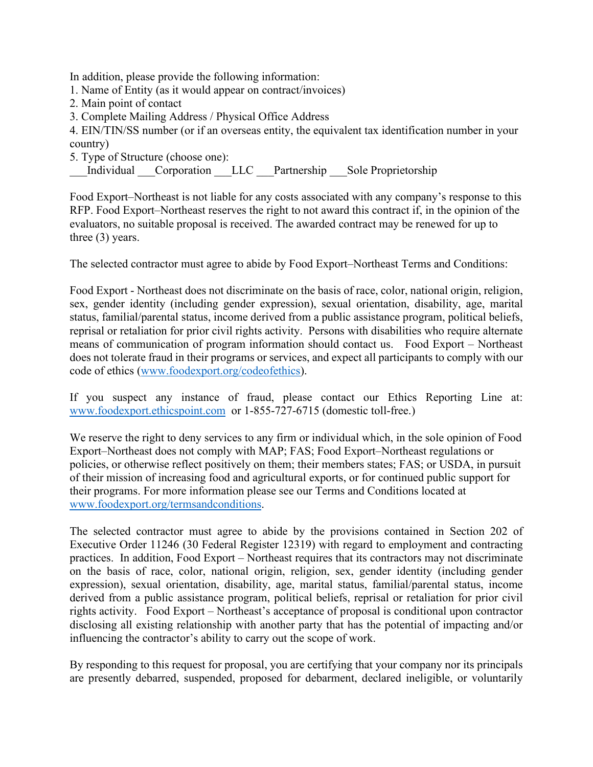In addition, please provide the following information:

1. Name of Entity (as it would appear on contract/invoices)
2. Main point of contact
3. Complete Mailing Address / Physical Office Address
4. EIN/TIN/SS number (or if an overseas entity, the equivalent tax identification number in your country)
5. Type of Structure (choose one):

___Individual ___Corporation ___LLC ___Partnership ___Sole Proprietorship

Food Export–Northeast is not liable for any costs associated with any company's response to this RFP. Food Export–Northeast reserves the right to not award this contract if, in the opinion of the evaluators, no suitable proposal is received. The awarded contract may be renewed for up to three (3) years.

The selected contractor must agree to abide by Food Export–Northeast Terms and Conditions:

Food Export - Northeast does not discriminate on the basis of race, color, national origin, religion, sex, gender identity (including gender expression), sexual orientation, disability, age, marital status, familial/parental status, income derived from a public assistance program, political beliefs, reprisal or retaliation for prior civil rights activity. Persons with disabilities who require alternate means of communication of program information should contact us. Food Export – Northeast does not tolerate fraud in their programs or services, and expect all participants to comply with our code of ethics (www.foodexport.org/codeofethics).

If you suspect any instance of fraud, please contact our Ethics Reporting Line at: www.foodexport.ethicspoint.com or 1-855-727-6715 (domestic toll-free.)

We reserve the right to deny services to any firm or individual which, in the sole opinion of Food Export–Northeast does not comply with MAP; FAS; Food Export–Northeast regulations or policies, or otherwise reflect positively on them; their members states; FAS; or USDA, in pursuit of their mission of increasing food and agricultural exports, or for continued public support for their programs. For more information please see our Terms and Conditions located at www.foodexport.org/termsandconditions.

The selected contractor must agree to abide by the provisions contained in Section 202 of Executive Order 11246 (30 Federal Register 12319) with regard to employment and contracting practices. In addition, Food Export – Northeast requires that its contractors may not discriminate on the basis of race, color, national origin, religion, sex, gender identity (including gender expression), sexual orientation, disability, age, marital status, familial/parental status, income derived from a public assistance program, political beliefs, reprisal or retaliation for prior civil rights activity. Food Export – Northeast's acceptance of proposal is conditional upon contractor disclosing all existing relationship with another party that has the potential of impacting and/or influencing the contractor's ability to carry out the scope of work.

By responding to this request for proposal, you are certifying that your company nor its principals are presently debarred, suspended, proposed for debarment, declared ineligible, or voluntarily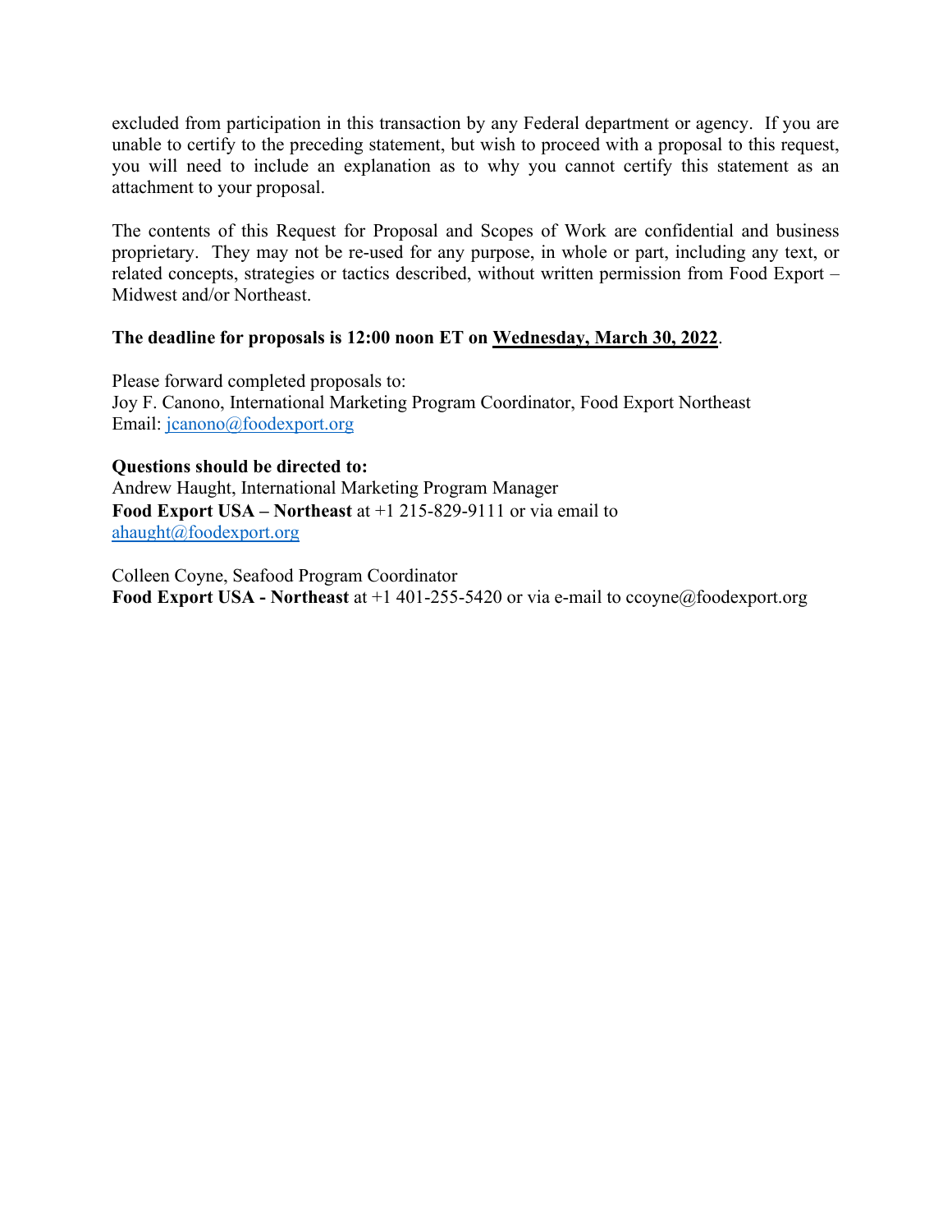excluded from participation in this transaction by any Federal department or agency. If you are unable to certify to the preceding statement, but wish to proceed with a proposal to this request, you will need to include an explanation as to why you cannot certify this statement as an attachment to your proposal.

The contents of this Request for Proposal and Scopes of Work are confidential and business proprietary. They may not be re-used for any purpose, in whole or part, including any text, or related concepts, strategies or tactics described, without written permission from Food Export – Midwest and/or Northeast.

**The deadline for proposals is 12:00 noon ET on Wednesday, March 30, 2022**.

Please forward completed proposals to:
Joy F. Canono, International Marketing Program Coordinator, Food Export Northeast
Email: jcanono@foodexport.org

**Questions should be directed to:**
Andrew Haught, International Marketing Program Manager
**Food Export USA – Northeast** at +1 215-829-9111 or via email to ahaught@foodexport.org

Colleen Coyne, Seafood Program Coordinator
**Food Export USA - Northeast** at +1 401-255-5420 or via e-mail to ccoyne@foodexport.org